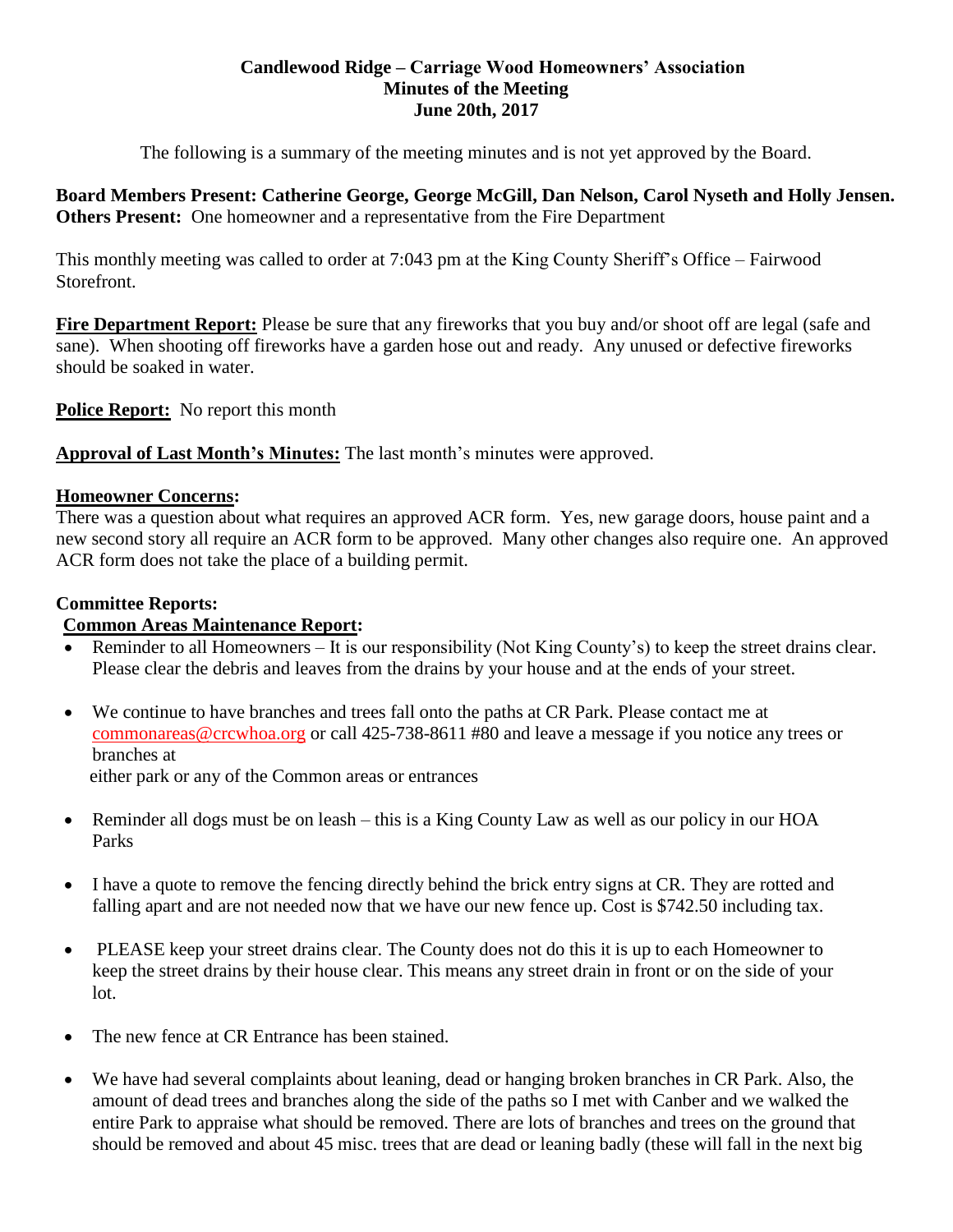**Candlewood Ridge – Carriage Wood Homeowners' Association**
**Minutes of the Meeting**
**June 20th, 2017**

The following is a summary of the meeting minutes and is not yet approved by the Board.

**Board Members Present: Catherine George, George McGill, Dan Nelson, Carol Nyseth and Holly Jensen.**
**Others Present:** One homeowner and a representative from the Fire Department

This monthly meeting was called to order at 7:043 pm at the King County Sheriff's Office – Fairwood Storefront.

**Fire Department Report:** Please be sure that any fireworks that you buy and/or shoot off are legal (safe and sane). When shooting off fireworks have a garden hose out and ready. Any unused or defective fireworks should be soaked in water.

**Police Report:** No report this month

**Approval of Last Month's Minutes:** The last month's minutes were approved.

**Homeowner Concerns:**
There was a question about what requires an approved ACR form. Yes, new garage doors, house paint and a new second story all require an ACR form to be approved. Many other changes also require one. An approved ACR form does not take the place of a building permit.

**Committee Reports:**

**Common Areas Maintenance Report:**

- Reminder to all Homeowners – It is our responsibility (Not King County's) to keep the street drains clear. Please clear the debris and leaves from the drains by your house and at the ends of your street.
- We continue to have branches and trees fall onto the paths at CR Park. Please contact me at commonareas@crcwhoa.org or call 425-738-8611 #80 and leave a message if you notice any trees or branches at either park or any of the Common areas or entrances
- Reminder all dogs must be on leash – this is a King County Law as well as our policy in our HOA Parks
- I have a quote to remove the fencing directly behind the brick entry signs at CR. They are rotted and falling apart and are not needed now that we have our new fence up. Cost is $742.50 including tax.
- PLEASE keep your street drains clear. The County does not do this it is up to each Homeowner to keep the street drains by their house clear. This means any street drain in front or on the side of your lot.
- The new fence at CR Entrance has been stained.
- We have had several complaints about leaning, dead or hanging broken branches in CR Park. Also, the amount of dead trees and branches along the side of the paths so I met with Canber and we walked the entire Park to appraise what should be removed. There are lots of branches and trees on the ground that should be removed and about 45 misc. trees that are dead or leaning badly (these will fall in the next big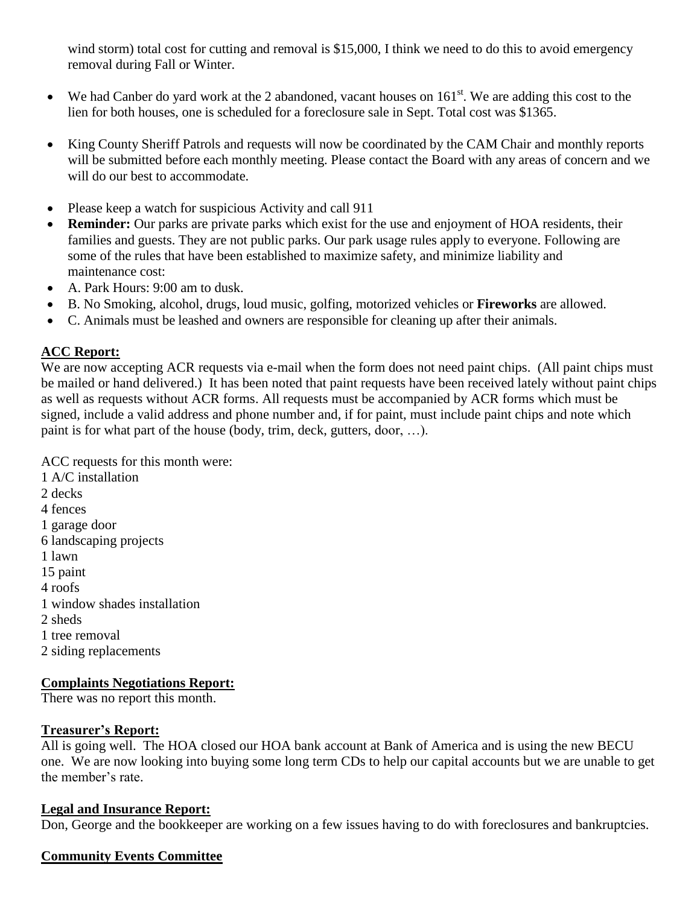wind storm) total cost for cutting and removal is $15,000, I think we need to do this to avoid emergency removal during Fall or Winter.

- We had Canber do yard work at the 2 abandoned, vacant houses on 161st. We are adding this cost to the lien for both houses, one is scheduled for a foreclosure sale in Sept. Total cost was $1365.

- King County Sheriff Patrols and requests will now be coordinated by the CAM Chair and monthly reports will be submitted before each monthly meeting. Please contact the Board with any areas of concern and we will do our best to accommodate.

- Please keep a watch for suspicious Activity and call 911
- **Reminder:** Our parks are private parks which exist for the use and enjoyment of HOA residents, their families and guests. They are not public parks. Our park usage rules apply to everyone. Following are some of the rules that have been established to maximize safety, and minimize liability and maintenance cost:
- A. Park Hours: 9:00 am to dusk.
- B. No Smoking, alcohol, drugs, loud music, golfing, motorized vehicles or **Fireworks** are allowed.
- C. Animals must be leashed and owners are responsible for cleaning up after their animals.

**ACC Report:**

We are now accepting ACR requests via e-mail when the form does not need paint chips. (All paint chips must be mailed or hand delivered.) It has been noted that paint requests have been received lately without paint chips as well as requests without ACR forms. All requests must be accompanied by ACR forms which must be signed, include a valid address and phone number and, if for paint, must include paint chips and note which paint is for what part of the house (body, trim, deck, gutters, door, …).

ACC requests for this month were:
1 A/C installation
2 decks
4 fences
1 garage door
6 landscaping projects
1 lawn
15 paint
4 roofs
1 window shades installation
2 sheds
1 tree removal
2 siding replacements

**Complaints Negotiations Report:**

There was no report this month.

**Treasurer's Report:**

All is going well. The HOA closed our HOA bank account at Bank of America and is using the new BECU one. We are now looking into buying some long term CDs to help our capital accounts but we are unable to get the member's rate.

**Legal and Insurance Report:**

Don, George and the bookkeeper are working on a few issues having to do with foreclosures and bankruptcies.

**Community Events Committee**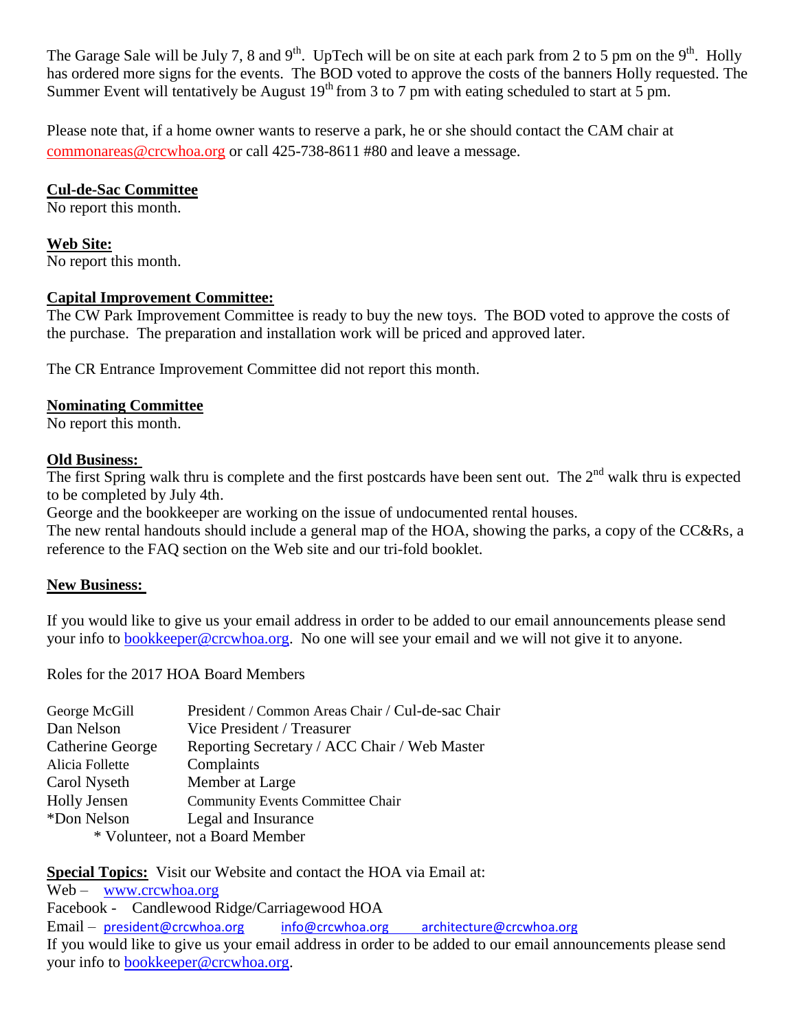The Garage Sale will be July 7, 8 and 9th. UpTech will be on site at each park from 2 to 5 pm on the 9th. Holly has ordered more signs for the events. The BOD voted to approve the costs of the banners Holly requested. The Summer Event will tentatively be August 19th from 3 to 7 pm with eating scheduled to start at 5 pm.

Please note that, if a home owner wants to reserve a park, he or she should contact the CAM chair at commonareas@crcwhoa.org or call 425-738-8611 #80 and leave a message.

**Cul-de-Sac Committee**
No report this month.

**Web Site:**
No report this month.

**Capital Improvement Committee:**
The CW Park Improvement Committee is ready to buy the new toys. The BOD voted to approve the costs of the purchase. The preparation and installation work will be priced and approved later.

The CR Entrance Improvement Committee did not report this month.

**Nominating Committee**
No report this month.

**Old Business:**
The first Spring walk thru is complete and the first postcards have been sent out. The 2nd walk thru is expected to be completed by July 4th.
George and the bookkeeper are working on the issue of undocumented rental houses.
The new rental handouts should include a general map of the HOA, showing the parks, a copy of the CC&Rs, a reference to the FAQ section on the Web site and our tri-fold booklet.

**New Business:**

If you would like to give us your email address in order to be added to our email announcements please send your info to bookkeeper@crcwhoa.org. No one will see your email and we will not give it to anyone.

Roles for the 2017 HOA Board Members

| | |
|---|---|
| George McGill | President / Common Areas Chair / Cul-de-sac Chair |
| Dan Nelson | Vice President / Treasurer |
| Catherine George | Reporting Secretary / ACC Chair / Web Master |
| Alicia Follette | Complaints |
| Carol Nyseth | Member at Large |
| Holly Jensen | Community Events Committee Chair |
| *Don Nelson | Legal and Insurance |

\* Volunteer, not a Board Member

**Special Topics:** Visit our Website and contact the HOA via Email at:
Web – www.crcwhoa.org
Facebook - Candlewood Ridge/Carriagewood HOA
Email – president@crcwhoa.org info@crcwhoa.org architecture@crcwhoa.org
If you would like to give us your email address in order to be added to our email announcements please send your info to bookkeeper@crcwhoa.org.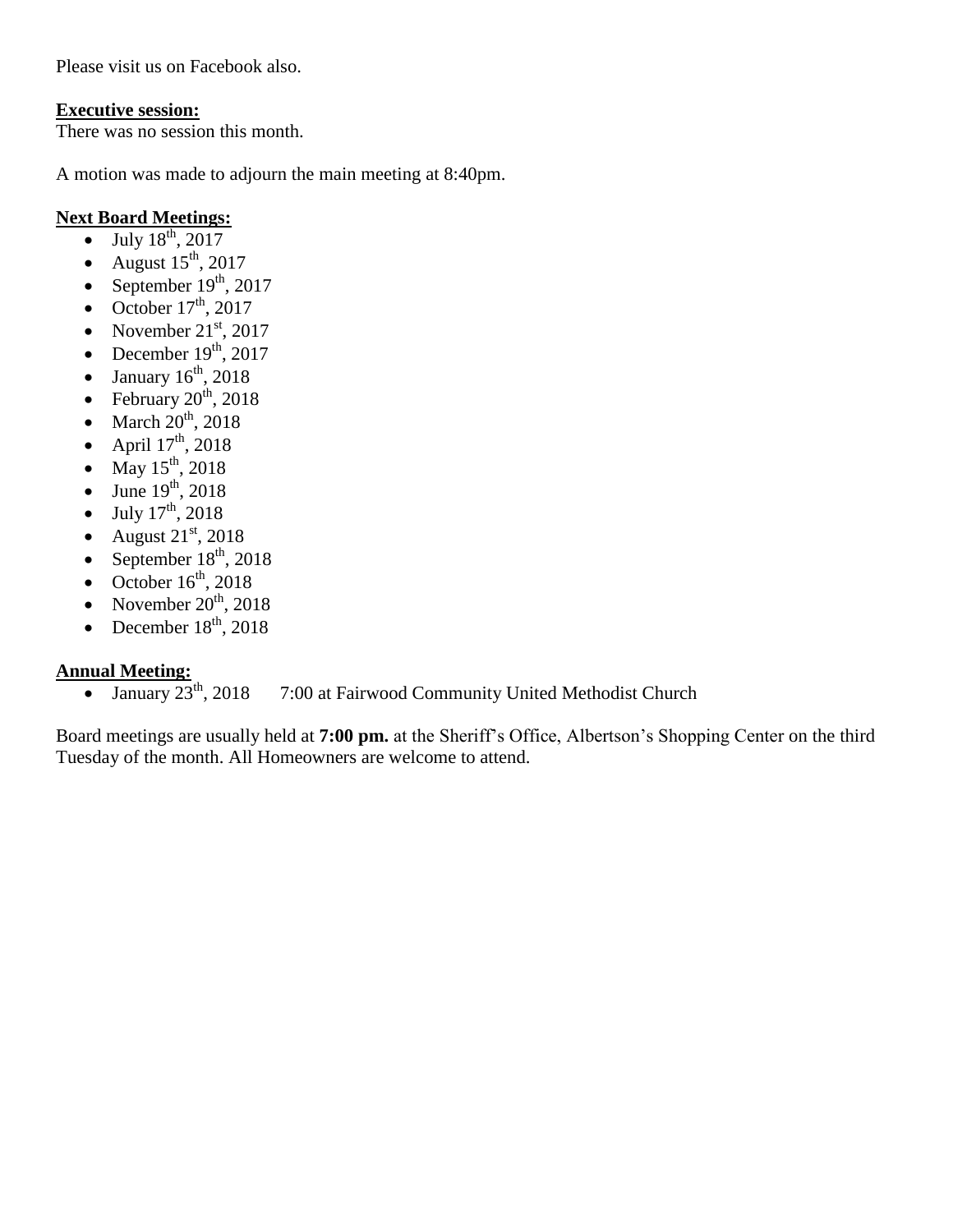Please visit us on Facebook also.

**Executive session:**
There was no session this month.

A motion was made to adjourn the main meeting at 8:40pm.

**Next Board Meetings:**

- July 18th, 2017
- August 15th, 2017
- September 19th, 2017
- October 17th, 2017
- November 21st, 2017
- December 19th, 2017
- January 16th, 2018
- February 20th, 2018
- March 20th, 2018
- April 17th, 2018
- May 15th, 2018
- June 19th, 2018
- July 17th, 2018
- August 21st, 2018
- September 18th, 2018
- October 16th, 2018
- November 20th, 2018
- December 18th, 2018

**Annual Meeting:**

- January 23th, 2018 7:00 at Fairwood Community United Methodist Church

Board meetings are usually held at **7:00 pm.** at the Sheriff's Office, Albertson's Shopping Center on the third Tuesday of the month. All Homeowners are welcome to attend.